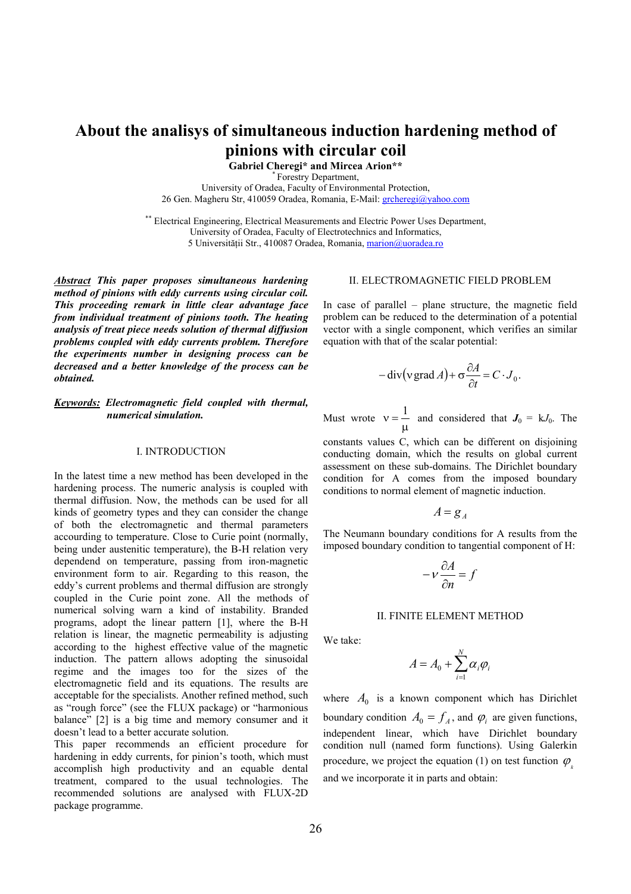# About the analisys of simultaneous induction hardening method of pinions with circular coil

**Gabriel Cheregi\* and Mircea Arion\*\***

\* Forestry Department,
University of Oradea, Faculty of Environmental Protection,
26 Gen. Magheru Str, 410059 Oradea, Romania, E-Mail: grcheregi@yahoo.com

\*\* Electrical Engineering, Electrical Measurements and Electric Power Uses Department,
University of Oradea, Faculty of Electrotechnics and Informatics,
5 Universităţii Str., 410087 Oradea, Romania, marion@uoradea.ro

***Abstract*** ***This paper proposes simultaneous hardening method of pinions with eddy currents using circular coil. This proceeding remark in little clear advantage face from individual treatment of pinions tooth. The heating analysis of treat piece needs solution of thermal diffusion problems coupled with eddy currents problem. Therefore the experiments number in designing process can be decreased and a better knowledge of the process can be obtained.***

***Keywords:*** ***Electromagnetic field coupled with thermal, numerical simulation.***

## I. INTRODUCTION

In the latest time a new method has been developed in the hardening process. The numeric analysis is coupled with thermal diffusion. Now, the methods can be used for all kinds of geometry types and they can consider the change of both the electromagnetic and thermal parameters according to temperature. Close to Curie point (normally, being under austenitic temperature), the B-H relation very dependend on temperature, passing from iron-magnetic environment form to air. Regarding to this reason, the eddy's current problems and thermal diffusion are strongly coupled in the Curie point zone. All the methods of numerical solving warn a kind of instability. Branded programs, adopt the linear pattern [1], where the B-H relation is linear, the magnetic permeability is adjusting according to the highest effective value of the magnetic induction. The pattern allows adopting the sinusoidal regime and the images too for the sizes of the electromagnetic field and its equations. The results are acceptable for the specialists. Another refined method, such as "rough force" (see the FLUX package) or "harmonious balance" [2] is a big time and memory consumer and it doesn't lead to a better accurate solution.

This paper recommends an efficient procedure for hardening in eddy currents, for pinion's tooth, which must accomplish high productivity and an equable dental treatment, compared to the usual technologies. The recommended solutions are analysed with FLUX-2D package programme.

## II. ELECTROMAGNETIC FIELD PROBLEM

In case of parallel – plane structure, the magnetic field problem can be reduced to the determination of a potential vector with a single component, which verifies an similar equation with that of the scalar potential:

$$-\operatorname{div}(\nu \operatorname{grad} A) + \sigma \frac{\partial A}{\partial t} = C \cdot J_0.$$

Must wrote $\nu = \dfrac{1}{\mu}$ and considered that $\boldsymbol{J}_0$ = k$J_0$. The constants values C, which can be different on disjoining conducting domain, which the results on global current assessment on these sub-domains. The Dirichlet boundary condition for A comes from the imposed boundary conditions to normal element of magnetic induction.

$$A = g_A$$

The Neumann boundary conditions for A results from the imposed boundary condition to tangential component of H:

$$-\nu \frac{\partial A}{\partial n} = f$$

## II. FINITE ELEMENT METHOD

We take:

$$A = A_0 + \sum_{i=1}^{N} \alpha_i \varphi_i$$

where $A_0$ is a known component which has Dirichlet boundary condition $A_0 = f_A$, and $\varphi_i$ are given functions, independent linear, which have Dirichlet boundary condition null (named form functions). Using Galerkin procedure, we project the equation (1) on test function $\varphi_k$ and we incorporate it in parts and obtain: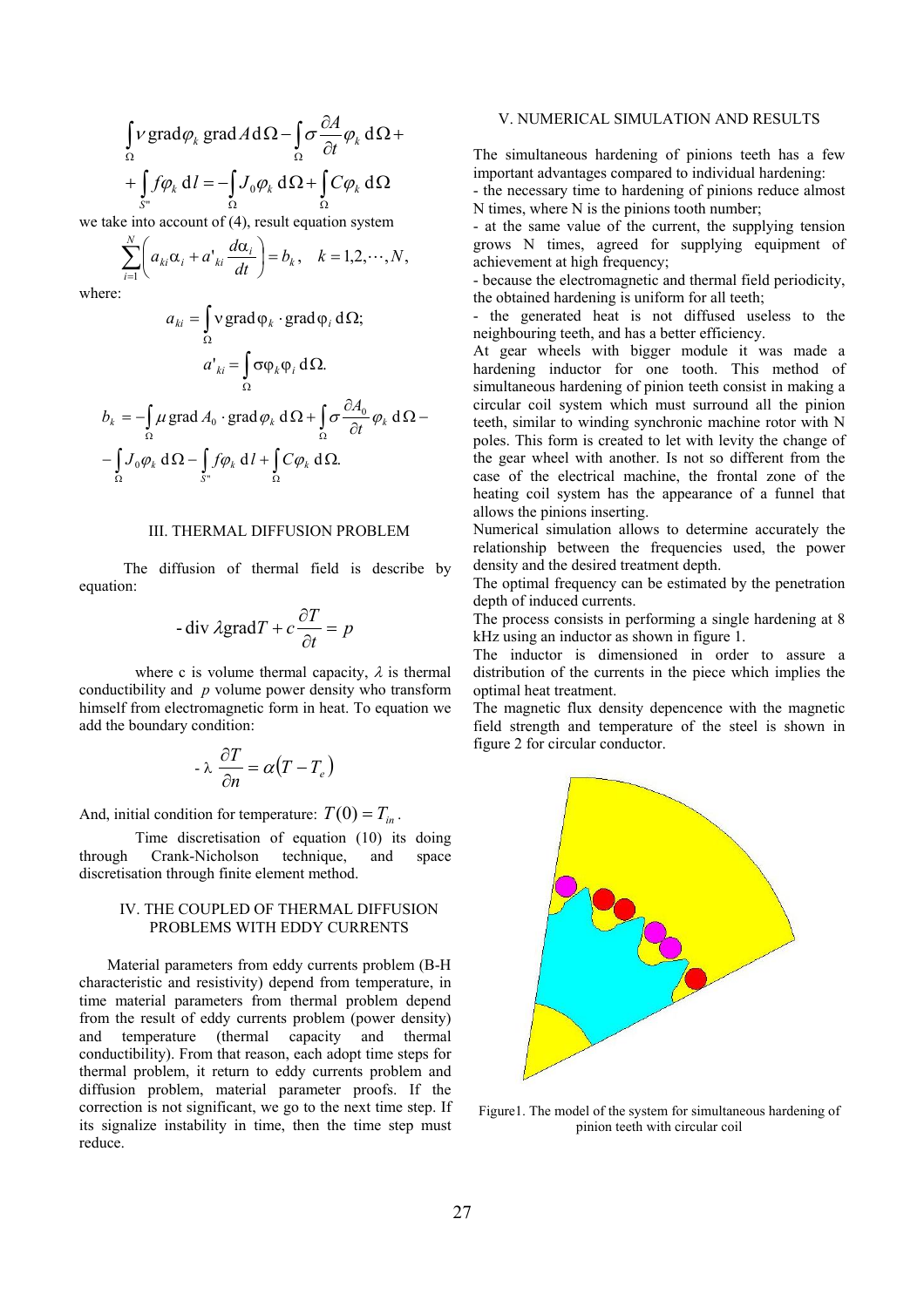$$\int_{\Omega} \nu \operatorname{grad}\varphi_k \operatorname{grad} A \,\mathrm{d}\Omega - \int_{\Omega} \sigma \frac{\partial A}{\partial t} \varphi_k \,\mathrm{d}\Omega +$$

$$+ \int_{S''} f \varphi_k \,\mathrm{d}l = -\int_{\Omega} J_0 \varphi_k \,\mathrm{d}\Omega + \int_{\Omega} C \varphi_k \,\mathrm{d}\Omega$$

we take into account of (4), result equation system

$$\sum_{i=1}^{N} \left( a_{ki} \alpha_i + a'_{ki} \frac{d\alpha_i}{dt} \right) = b_k, \quad k = 1,2,\cdots,N,$$

where:

$$a_{ki} = \int_{\Omega} \nu \operatorname{grad} \varphi_k \cdot \operatorname{grad} \varphi_i \,\mathrm{d}\Omega;$$

$$a'_{ki} = \int_{\Omega} \sigma \varphi_k \varphi_i \,\mathrm{d}\Omega.$$

$$b_k = -\int_{\Omega} \mu \operatorname{grad} A_0 \cdot \operatorname{grad} \varphi_k \,\mathrm{d}\Omega + \int_{\Omega} \sigma \frac{\partial A_0}{\partial t} \varphi_k \,\mathrm{d}\Omega -$$

$$- \int_{\Omega} J_0 \varphi_k \,\mathrm{d}\Omega - \int_{S''} f \varphi_k \,\mathrm{d}l + \int_{\Omega} C \varphi_k \,\mathrm{d}\Omega.$$

## III. THERMAL DIFFUSION PROBLEM

The diffusion of thermal field is describe by equation:

$$-\operatorname{div} \lambda \operatorname{grad} T + c \frac{\partial T}{\partial t} = p$$

where c is volume thermal capacity, $\lambda$ is thermal conductibility and $p$ volume power density who transform himself from electromagnetic form in heat. To equation we add the boundary condition:

$$-\lambda \frac{\partial T}{\partial n} = \alpha (T - T_e)$$

And, initial condition for temperature: $T(0) = T_{in}$.

Time discretisation of equation (10) its doing through Crank-Nicholson technique, and space discretisation through finite element method.

## IV. THE COUPLED OF THERMAL DIFFUSION PROBLEMS WITH EDDY CURRENTS

Material parameters from eddy currents problem (B-H characteristic and resistivity) depend from temperature, in time material parameters from thermal problem depend from the result of eddy currents problem (power density) and temperature (thermal capacity and thermal conductibility). From that reason, each adopt time steps for thermal problem, it return to eddy currents problem and diffusion problem, material parameter proofs. If the correction is not significant, we go to the next time step. If its signalize instability in time, then the time step must reduce.

## V. NUMERICAL SIMULATION AND RESULTS

The simultaneous hardening of pinions teeth has a few important advantages compared to individual hardening:

- the necessary time to hardening of pinions reduce almost N times, where N is the pinions tooth number;
- at the same value of the current, the supplying tension grows N times, agreed for supplying equipment of achievement at high frequency;
- because the electromagnetic and thermal field periodicity, the obtained hardening is uniform for all teeth;
- the generated heat is not diffused useless to the neighbouring teeth, and has a better efficiency.

At gear wheels with bigger module it was made a hardening inductor for one tooth. This method of simultaneous hardening of pinion teeth consist in making a circular coil system which must surround all the pinion teeth, similar to winding synchronic machine rotor with N poles. This form is created to let with levity the change of the gear wheel with another. Is not so different from the case of the electrical machine, the frontal zone of the heating coil system has the appearance of a funnel that allows the pinions inserting.

Numerical simulation allows to determine accurately the relationship between the frequencies used, the power density and the desired treatment depth.

The optimal frequency can be estimated by the penetration depth of induced currents.

The process consists in performing a single hardening at 8 kHz using an inductor as shown in figure 1.

The inductor is dimensioned in order to assure a distribution of the currents in the piece which implies the optimal heat treatment.

The magnetic flux density depencence with the magnetic field strength and temperature of the steel is shown in figure 2 for circular conductor.

Figure1. The model of the system for simultaneous hardening of pinion teeth with circular coil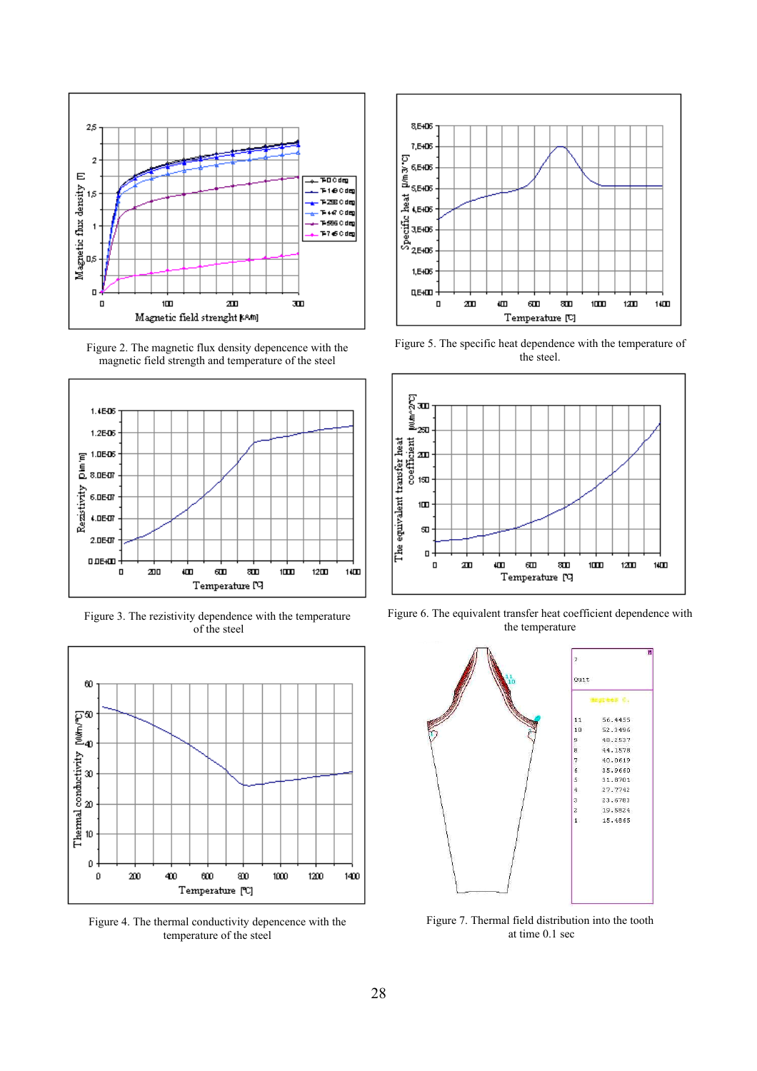2,5

2

1,5

1

0,5

0

0 100 200 300

Magnetic flux density [T]

Magnetic field strenght [kA/m]

T=20 C deg
T=149 C deg
T=258 C deg
T=447 C deg
T=596 C deg
T=745 C deg

Figure 2. The magnetic flux density depecence with the magnetic field strength and temperature of the steel

8,E+06
7,E+06
6,E+06
5,E+06
4,E+06
3,E+06
2,E+06
1,E+06
0,E+00

0 200 400 600 800 1000 1200 1400

Specific heat [J/m3/°C]

Temperature [C]

Figure 5. The specific heat dependence with the temperature of the steel.

1.4E-06
1.2E-06
1.0E-06
8.0E-07
6.0E-07
4.0E-07
2.0E-07
0.0E+00

0 200 400 600 800 1000 1200 1400

Rezistivity [Ω m]

Temperature [C]

Figure 3. The rezistivity dependence with the temperature of the steel

300
250
200
150
100
50
0

0 200 400 600 800 1000 1200 1400

The equivalent transfer heat coefficient [W/m^2/°C]

Temperature [C]

Figure 6. The equivalent transfer heat coefficient dependence with the temperature

60
50
40
30
20
10
0

0 200 400 600 800 1000 1200 1400

Thermal conductivity [W/m/°C]

Temperature [°C]

Figure 4. The thermal conductivity depecence with the temperature of the steel

?

Quit

degrees C.

11 56.4455
10 52.3496
9 48.2537
8 44.1578
7 40.0619
6 35.9660
5 31.8701
4 27.7742
3 23.6783
2 19.5824
1 15.4865

Figure 7. Thermal field distribution into the tooth at time 0.1 sec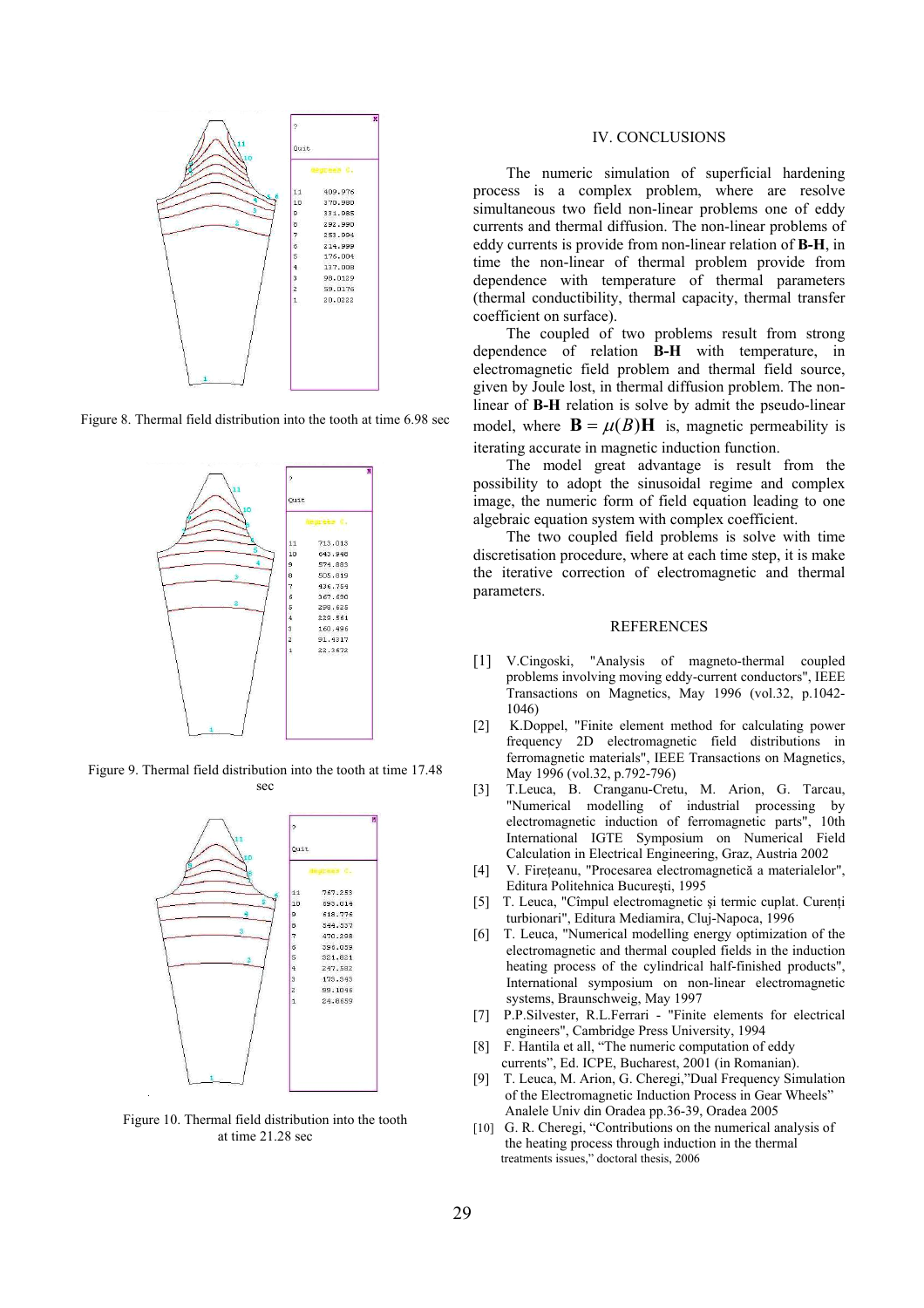Figure 8. Thermal field distribution into the tooth at time 6.98 sec

Figure 9. Thermal field distribution into the tooth at time 17.48 sec

Figure 10. Thermal field distribution into the tooth at time 21.28 sec

## IV. CONCLUSIONS

The numeric simulation of superficial hardening process is a complex problem, where are resolve simultaneous two field non-linear problems one of eddy currents and thermal diffusion. The non-linear problems of eddy currents is provide from non-linear relation of **B-H**, in time the non-linear of thermal problem provide from dependence with temperature of thermal parameters (thermal conductibility, thermal capacity, thermal transfer coefficient on surface).

The coupled of two problems result from strong dependence of relation **B-H** with temperature, in electromagnetic field problem and thermal field source, given by Joule lost, in thermal diffusion problem. The non-linear of **B-H** relation is solve by admit the pseudo-linear model, where $\mathbf{B} = \mu(B)\mathbf{H}$ is, magnetic permeability is iterating accurate in magnetic induction function.

The model great advantage is result from the possibility to adopt the sinusoidal regime and complex image, the numeric form of field equation leading to one algebraic equation system with complex coefficient.

The two coupled field problems is solve with time discretisation procedure, where at each time step, it is make the iterative correction of electromagnetic and thermal parameters.

## REFERENCES

[1] V.Cingoski, "Analysis of magneto-thermal coupled problems involving moving eddy-current conductors", IEEE Transactions on Magnetics, May 1996 (vol.32, p.1042-1046)

[2] K.Doppel, "Finite element method for calculating power frequency 2D electromagnetic field distributions in ferromagnetic materials", IEEE Transactions on Magnetics, May 1996 (vol.32, p.792-796)

[3] T.Leuca, B. Cranganu-Cretu, M. Arion, G. Tarcau, "Numerical modelling of industrial processing by electromagnetic induction of ferromagnetic parts", 10th International IGTE Symposium on Numerical Field Calculation in Electrical Engineering, Graz, Austria 2002

[4] V. Fireţeanu, "Procesarea electromagnetică a materialelor", Editura Politehnica Bucureşti, 1995

[5] T. Leuca, "Cîmpul electromagnetic şi termic cuplat. Curenţi turbionari", Editura Mediamira, Cluj-Napoca, 1996

[6] T. Leuca, "Numerical modelling energy optimization of the electromagnetic and thermal coupled fields in the induction heating process of the cylindrical half-finished products", International symposium on non-linear electromagnetic systems, Braunschweig, May 1997

[7] P.P.Silvester, R.L.Ferrari - "Finite elements for electrical engineers", Cambridge Press University, 1994

[8] F. Hantila et all, "The numeric computation of eddy currents", Ed. ICPE, Bucharest, 2001 (in Romanian).

[9] T. Leuca, M. Arion, G. Cheregi,"Dual Frequency Simulation of the Electromagnetic Induction Process in Gear Wheels" Analele Univ din Oradea pp.36-39, Oradea 2005

[10] G. R. Cheregi, "Contributions on the numerical analysis of the heating process through induction in the thermal treatments issues," doctoral thesis, 2006